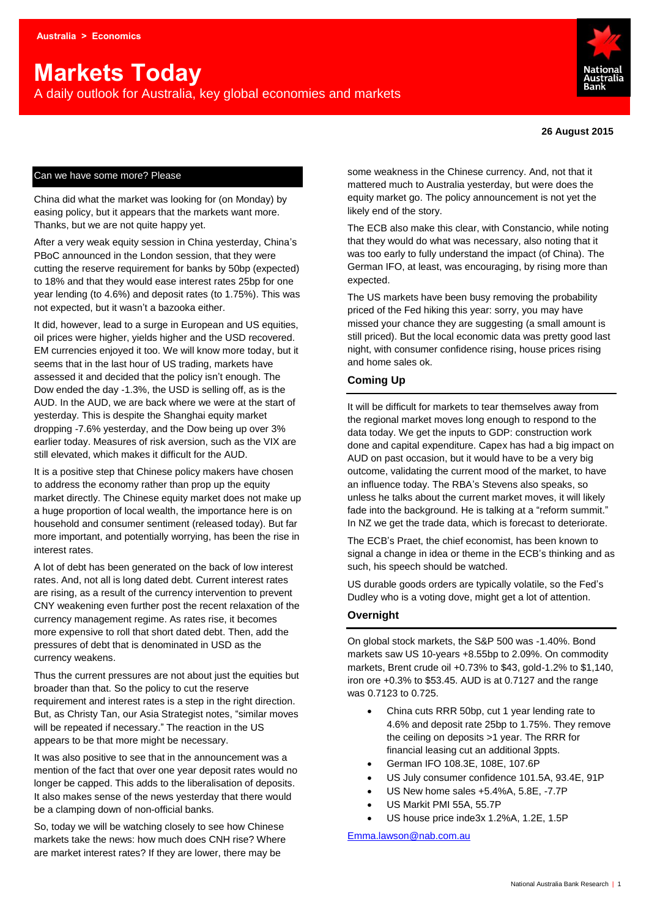Australia > Economics

# Markets Today

A daily outlook for Australia, key global economies and markets

**26 August 2015**

## Can we have some more? Please

China did what the market was looking for (on Monday) by easing policy, but it appears that the markets want more. Thanks, but we are not quite happy yet.

After a very weak equity session in China yesterday, China's PBoC announced in the London session, that they were cutting the reserve requirement for banks by 50bp (expected) to 18% and that they would ease interest rates 25bp for one year lending (to 4.6%) and deposit rates (to 1.75%). This was not expected, but it wasn't a bazooka either.

It did, however, lead to a surge in European and US equities, oil prices were higher, yields higher and the USD recovered. EM currencies enjoyed it too. We will know more today, but it seems that in the last hour of US trading, markets have assessed it and decided that the policy isn't enough. The Dow ended the day -1.3%, the USD is selling off, as is the AUD. In the AUD, we are back where we were at the start of yesterday. This is despite the Shanghai equity market dropping -7.6% yesterday, and the Dow being up over 3% earlier today. Measures of risk aversion, such as the VIX are still elevated, which makes it difficult for the AUD.

It is a positive step that Chinese policy makers have chosen to address the economy rather than prop up the equity market directly. The Chinese equity market does not make up a huge proportion of local wealth, the importance here is on household and consumer sentiment (released today). But far more important, and potentially worrying, has been the rise in interest rates.

A lot of debt has been generated on the back of low interest rates. And, not all is long dated debt. Current interest rates are rising, as a result of the currency intervention to prevent CNY weakening even further post the recent relaxation of the currency management regime. As rates rise, it becomes more expensive to roll that short dated debt. Then, add the pressures of debt that is denominated in USD as the currency weakens.

Thus the current pressures are not about just the equities but broader than that. So the policy to cut the reserve requirement and interest rates is a step in the right direction. But, as Christy Tan, our Asia Strategist notes, "similar moves will be repeated if necessary." The reaction in the US appears to be that more might be necessary.

It was also positive to see that in the announcement was a mention of the fact that over one year deposit rates would no longer be capped. This adds to the liberalisation of deposits. It also makes sense of the news yesterday that there would be a clamping down of non-official banks.

So, today we will be watching closely to see how Chinese markets take the news: how much does CNH rise? Where are market interest rates? If they are lower, there may be some weakness in the Chinese currency. And, not that it mattered much to Australia yesterday, but were does the equity market go. The policy announcement is not yet the likely end of the story.

The ECB also make this clear, with Constancio, while noting that they would do what was necessary, also noting that it was too early to fully understand the impact (of China). The German IFO, at least, was encouraging, by rising more than expected.

The US markets have been busy removing the probability priced of the Fed hiking this year: sorry, you may have missed your chance they are suggesting (a small amount is still priced). But the local economic data was pretty good last night, with consumer confidence rising, house prices rising and home sales ok.

## Coming Up

It will be difficult for markets to tear themselves away from the regional market moves long enough to respond to the data today. We get the inputs to GDP: construction work done and capital expenditure. Capex has had a big impact on AUD on past occasion, but it would have to be a very big outcome, validating the current mood of the market, to have an influence today. The RBA's Stevens also speaks, so unless he talks about the current market moves, it will likely fade into the background. He is talking at a "reform summit." In NZ we get the trade data, which is forecast to deteriorate.

The ECB's Praet, the chief economist, has been known to signal a change in idea or theme in the ECB's thinking and as such, his speech should be watched.

US durable goods orders are typically volatile, so the Fed's Dudley who is a voting dove, might get a lot of attention.

## Overnight

On global stock markets, the S&P 500 was -1.40%. Bond markets saw US 10-years +8.55bp to 2.09%. On commodity markets, Brent crude oil +0.73% to $43, gold-1.2% to $1,140, iron ore +0.3% to $53.45. AUD is at 0.7127 and the range was 0.7123 to 0.725.

- China cuts RRR 50bp, cut 1 year lending rate to 4.6% and deposit rate 25bp to 1.75%. They remove the ceiling on deposits >1 year. The RRR for financial leasing cut an additional 3ppts.
- German IFO 108.3E, 108E, 107.6P
- US July consumer confidence 101.5A, 93.4E, 91P
- US New home sales +5.4%A, 5.8E, -7.7P
- US Markit PMI 55A, 55.7P
- US house price inde3x 1.2%A, 1.2E, 1.5P

Emma.lawson@nab.com.au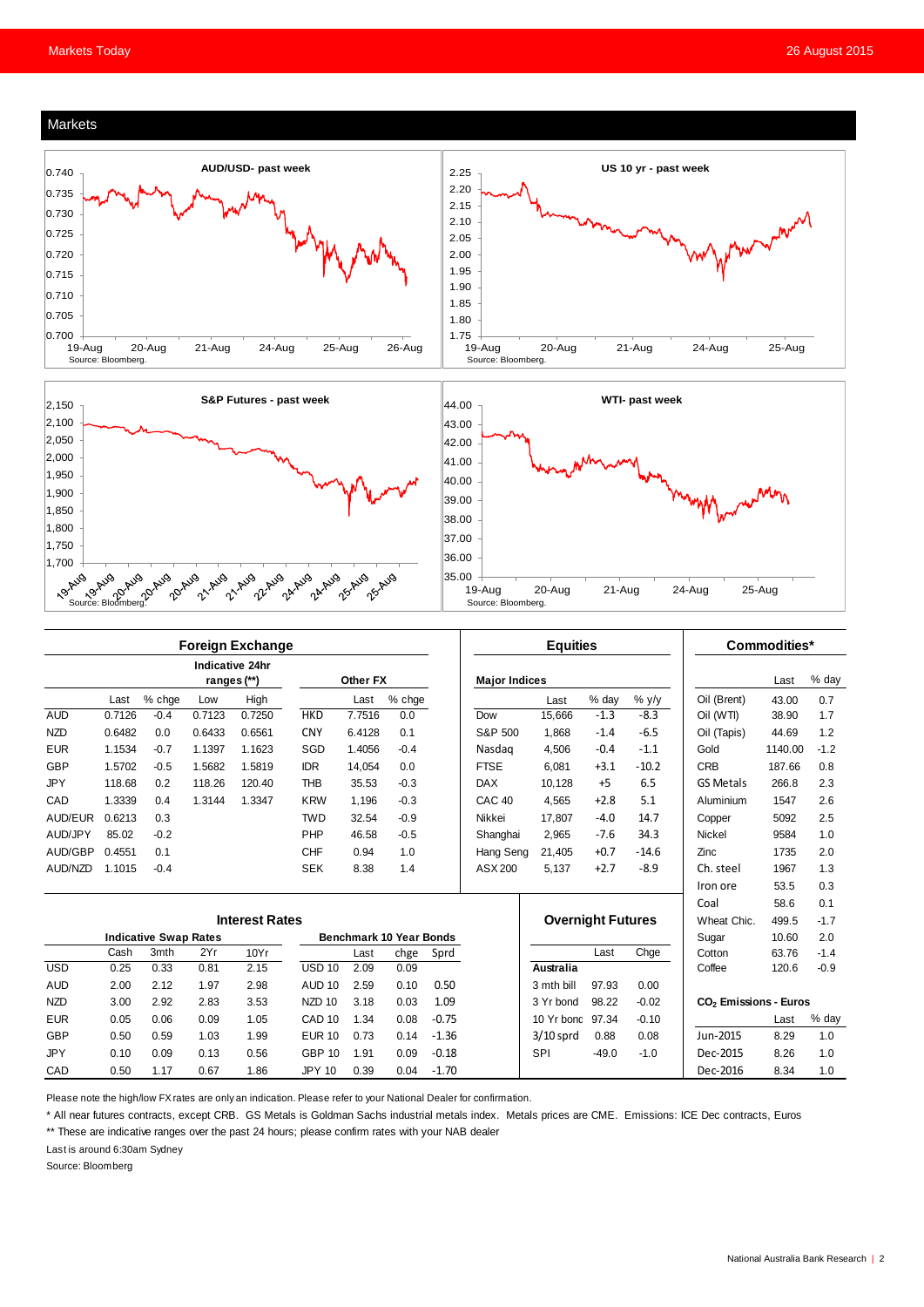## Markets

AUD/USD- past week

Source: Bloomberg.

US 10 yr - past week

Source: Bloomberg.

S&P Futures - past week

Source: Bloomberg.

WTI- past week

Source: Bloomberg.

### Foreign Exchange

| | Last | % chge | Low | High |
|---|---|---|---|---|
| | | | Indicative 24hr ranges (**) | |
| AUD | 0.7126 | -0.4 | 0.7123 | 0.7250 |
| NZD | 0.6482 | 0.0 | 0.6433 | 0.6561 |
| EUR | 1.1534 | -0.7 | 1.1397 | 1.1623 |
| GBP | 1.5702 | -0.5 | 1.5682 | 1.5819 |
| JPY | 118.68 | 0.2 | 118.26 | 120.40 |
| CAD | 1.3339 | 0.4 | 1.3144 | 1.3347 |
| AUD/EUR | 0.6213 | 0.3 | | |
| AUD/JPY | 85.02 | -0.2 | | |
| AUD/GBP | 0.4551 | 0.1 | | |
| AUD/NZD | 1.1015 | -0.4 | | |

| Other FX | Last | % chge |
|---|---|---|
| HKD | 7.7516 | 0.0 |
| CNY | 6.4128 | 0.1 |
| SGD | 1.4056 | -0.4 |
| IDR | 14,054 | 0.0 |
| THB | 35.53 | -0.3 |
| KRW | 1,196 | -0.3 |
| TWD | 32.54 | -0.9 |
| PHP | 46.58 | -0.5 |
| CHF | 0.94 | 1.0 |
| SEK | 8.38 | 1.4 |

### Equities

| Major Indices | Last | % day | % y/y |
|---|---|---|---|
| Dow | 15,666 | -1.3 | -8.3 |
| S&P 500 | 1,868 | -1.4 | -6.5 |
| Nasdaq | 4,506 | -0.4 | -1.1 |
| FTSE | 6,081 | +3.1 | -10.2 |
| DAX | 10,128 | +5 | 6.5 |
| CAC 40 | 4,565 | +2.8 | 5.1 |
| Nikkei | 17,807 | -4.0 | 14.7 |
| Shanghai | 2,965 | -7.6 | 34.3 |
| Hang Seng | 21,405 | +0.7 | -14.6 |
| ASX 200 | 5,137 | +2.7 | -8.9 |

### Commodities*

| | Last | % day |
|---|---|---|
| Oil (Brent) | 43.00 | 0.7 |
| Oil (WTI) | 38.90 | 1.7 |
| Oil (Tapis) | 44.69 | 1.2 |
| Gold | 1140.00 | -1.2 |
| CRB | 187.66 | 0.8 |
| GS Metals | 266.8 | 2.3 |
| Aluminium | 1547 | 2.6 |
| Copper | 5092 | 2.5 |
| Nickel | 9584 | 1.0 |
| Zinc | 1735 | 2.0 |
| Ch. steel | 1967 | 1.3 |
| Iron ore | 53.5 | 0.3 |
| Coal | 58.6 | 0.1 |
| Wheat Chic. | 499.5 | -1.7 |
| Sugar | 10.60 | 2.0 |
| Cotton | 63.76 | -1.4 |
| Coffee | 120.6 | -0.9 |

### Interest Rates

| Indicative Swap Rates | Cash | 3mth | 2Yr | 10Yr |
|---|---|---|---|---|
| USD | 0.25 | 0.33 | 0.81 | 2.15 |
| AUD | 2.00 | 2.12 | 1.97 | 2.98 |
| NZD | 3.00 | 2.92 | 2.83 | 3.53 |
| EUR | 0.05 | 0.06 | 0.09 | 1.05 |
| GBP | 0.50 | 0.59 | 1.03 | 1.99 |
| JPY | 0.10 | 0.09 | 0.13 | 0.56 |
| CAD | 0.50 | 1.17 | 0.67 | 1.86 |

| Benchmark 10 Year Bonds | Last | chge | Sprd |
|---|---|---|---|
| USD 10 | 2.09 | 0.09 | |
| AUD 10 | 2.59 | 0.10 | 0.50 |
| NZD 10 | 3.18 | 0.03 | 1.09 |
| CAD 10 | 1.34 | 0.08 | -0.75 |
| EUR 10 | 0.73 | 0.14 | -1.36 |
| GBP 10 | 1.91 | 0.09 | -0.18 |
| JPY 10 | 0.39 | 0.04 | -1.70 |

### Overnight Futures

| | Last | Chge |
|---|---|---|
| **Australia** | | |
| 3 mth bill | 97.93 | 0.00 |
| 3 Yr bond | 98.22 | -0.02 |
| 10 Yr bond | 97.34 | -0.10 |
| 3/10 sprd | 0.88 | 0.08 |
| SPI | -49.0 | -1.0 |

### $CO_2$ Emissions - Euros

| | Last | % day |
|---|---|---|
| Jun-2015 | 8.29 | 1.0 |
| Dec-2015 | 8.26 | 1.0 |
| Dec-2016 | 8.34 | 1.0 |

Please note the high/low FX rates are only an indication. Please refer to your National Dealer for confirmation.

\* All near futures contracts, except CRB. GS Metals is Goldman Sachs industrial metals index. Metals prices are CME. Emissions: ICE Dec contracts, Euros

** These are indicative ranges over the past 24 hours; please confirm rates with your NAB dealer

Last is around 6:30am Sydney

Source: Bloomberg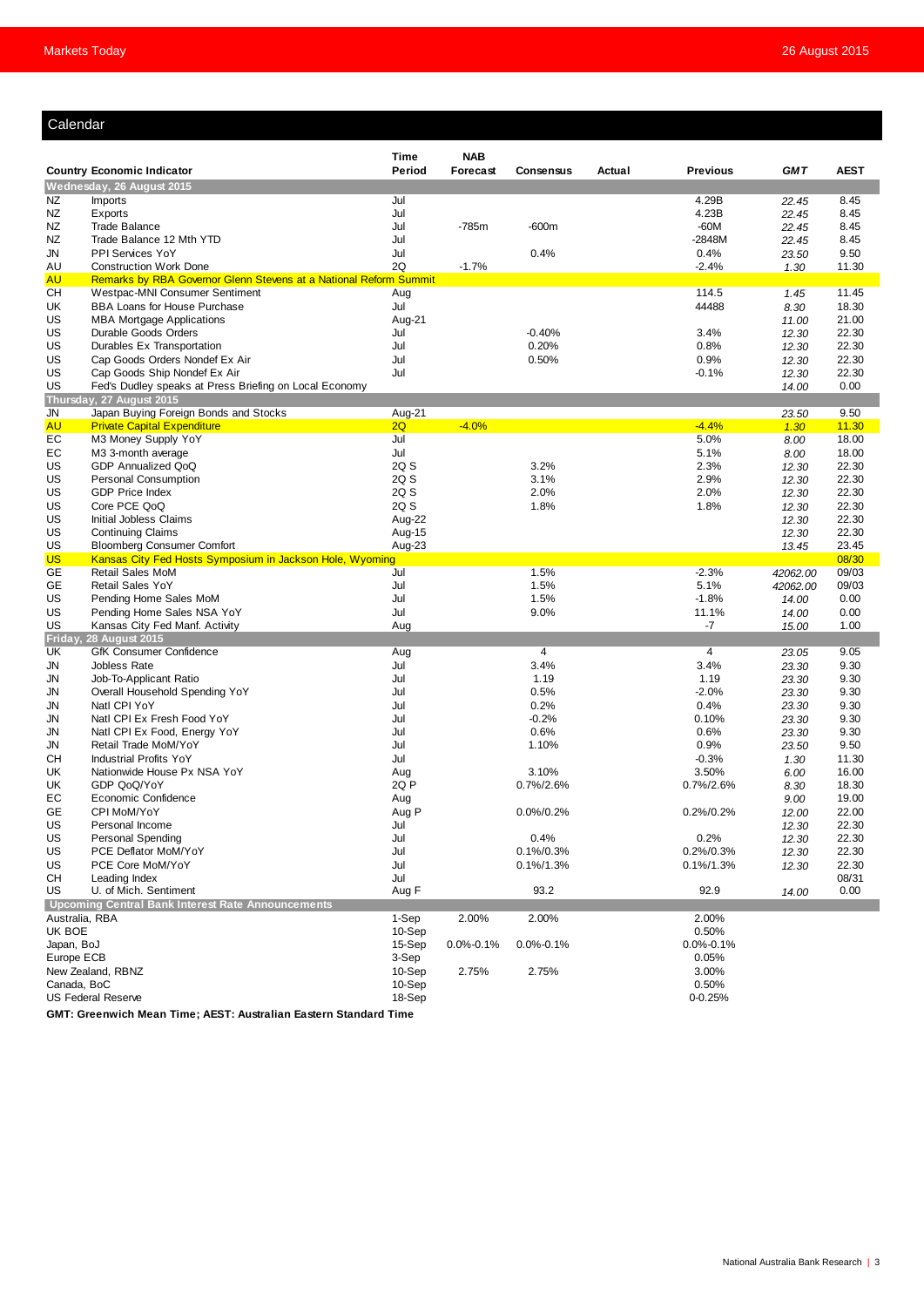## Calendar

| Country | Economic Indicator | Time Period | NAB Forecast | Consensus | Actual | Previous | GMT | AEST |
|---|---|---|---|---|---|---|---|---|
| **Wednesday, 26 August 2015** | | | | | | | | |
| NZ | Imports | Jul | | | | 4.29B | 22.45 | 8.45 |
| NZ | Exports | Jul | | | | 4.23B | 22.45 | 8.45 |
| NZ | Trade Balance | Jul | -785m | -600m | | -60M | 22.45 | 8.45 |
| NZ | Trade Balance 12 Mth YTD | Jul | | | | -2848M | 22.45 | 8.45 |
| JN | PPI Services YoY | Jul | | 0.4% | | 0.4% | 23.50 | 9.50 |
| AU | Construction Work Done | 2Q | -1.7% | | | -2.4% | 1.30 | 11.30 |
| AU | Remarks by RBA Governor Glenn Stevens at a National Reform Summit | | | | | | | |
| CH | Westpac-MNI Consumer Sentiment | Aug | | | | 114.5 | 1.45 | 11.45 |
| UK | BBA Loans for House Purchase | Jul | | | | 44488 | 8.30 | 18.30 |
| US | MBA Mortgage Applications | Aug-21 | | | | | 11.00 | 21.00 |
| US | Durable Goods Orders | Jul | | -0.40% | | 3.4% | 12.30 | 22.30 |
| US | Durables Ex Transportation | Jul | | 0.20% | | 0.8% | 12.30 | 22.30 |
| US | Cap Goods Orders Nondef Ex Air | Jul | | 0.50% | | 0.9% | 12.30 | 22.30 |
| US | Cap Goods Ship Nondef Ex Air | Jul | | | | -0.1% | 12.30 | 22.30 |
| US | Fed's Dudley speaks at Press Briefing on Local Economy | | | | | | 14.00 | 0.00 |
| **Thursday, 27 August 2015** | | | | | | | | |
| JN | Japan Buying Foreign Bonds and Stocks | Aug-21 | | | | | 23.50 | 9.50 |
| AU | Private Capital Expenditure | 2Q | -4.0% | | | -4.4% | 1.30 | 11.30 |
| EC | M3 Money Supply YoY | Jul | | | | 5.0% | 8.00 | 18.00 |
| EC | M3 3-month average | Jul | | | | 5.1% | 8.00 | 18.00 |
| US | GDP Annualized QoQ | 2Q S | | 3.2% | | 2.3% | 12.30 | 22.30 |
| US | Personal Consumption | 2Q S | | 3.1% | | 2.9% | 12.30 | 22.30 |
| US | GDP Price Index | 2Q S | | 2.0% | | 2.0% | 12.30 | 22.30 |
| US | Core PCE QoQ | 2Q S | | 1.8% | | 1.8% | 12.30 | 22.30 |
| US | Initial Jobless Claims | Aug-22 | | | | | 12.30 | 22.30 |
| US | Continuing Claims | Aug-15 | | | | | 12.30 | 22.30 |
| US | Bloomberg Consumer Comfort | Aug-23 | | | | | 13.45 | 23.45 |
| US | Kansas City Fed Hosts Symposium in Jackson Hole, Wyoming | | | | | | | 08/30 |
| GE | Retail Sales MoM | Jul | | 1.5% | | -2.3% | 42062.00 | 09/03 |
| GE | Retail Sales YoY | Jul | | 1.5% | | 5.1% | 42062.00 | 09/03 |
| US | Pending Home Sales MoM | Jul | | 1.5% | | -1.8% | 14.00 | 0.00 |
| US | Pending Home Sales NSA YoY | Jul | | 9.0% | | 11.1% | 14.00 | 0.00 |
| US | Kansas City Fed Manf. Activity | Aug | | | | -7 | 15.00 | 1.00 |
| **Friday, 28 August 2015** | | | | | | | | |
| UK | GfK Consumer Confidence | Aug | | 4 | | 4 | 23.05 | 9.05 |
| JN | Jobless Rate | Jul | | 3.4% | | 3.4% | 23.30 | 9.30 |
| JN | Job-To-Applicant Ratio | Jul | | 1.19 | | 1.19 | 23.30 | 9.30 |
| JN | Overall Household Spending YoY | Jul | | 0.5% | | -2.0% | 23.30 | 9.30 |
| JN | Natl CPI YoY | Jul | | 0.2% | | 0.4% | 23.30 | 9.30 |
| JN | Natl CPI Ex Fresh Food YoY | Jul | | -0.2% | | 0.10% | 23.30 | 9.30 |
| JN | Natl CPI Ex Food, Energy YoY | Jul | | 0.6% | | 0.6% | 23.30 | 9.30 |
| JN | Retail Trade MoM/YoY | Jul | | 1.10% | | 0.9% | 23.50 | 9.50 |
| CH | Industrial Profits YoY | Jul | | | | -0.3% | 1.30 | 11.30 |
| UK | Nationwide House Px NSA YoY | Aug | | 3.10% | | 3.50% | 6.00 | 16.00 |
| UK | GDP QoQ/YoY | 2Q P | | 0.7%/2.6% | | 0.7%/2.6% | 8.30 | 18.30 |
| EC | Economic Confidence | Aug | | | | | 9.00 | 19.00 |
| GE | CPI MoM/YoY | Aug P | | 0.0%/0.2% | | 0.2%/0.2% | 12.00 | 22.00 |
| US | Personal Income | Jul | | | | | 12.30 | 22.30 |
| US | Personal Spending | Jul | | 0.4% | | 0.2% | 12.30 | 22.30 |
| US | PCE Deflator MoM/YoY | Jul | | 0.1%/0.3% | | 0.2%/0.3% | 12.30 | 22.30 |
| US | PCE Core MoM/YoY | Jul | | 0.1%/1.3% | | 0.1%/1.3% | 12.30 | 22.30 |
| CH | Leading Index | Jul | | | | | | 08/31 |
| US | U. of Mich. Sentiment | Aug F | | 93.2 | | 92.9 | 14.00 | 0.00 |
| **Upcoming Central Bank Interest Rate Announcements** | | | | | | | | |
| Australia, RBA | | 1-Sep | 2.00% | 2.00% | | 2.00% | | |
| UK BOE | | 10-Sep | | | | 0.50% | | |
| Japan, BoJ | | 15-Sep | 0.0%-0.1% | 0.0%-0.1% | | 0.0%-0.1% | | |
| Europe ECB | | 3-Sep | | | | 0.05% | | |
| New Zealand, RBNZ | | 10-Sep | 2.75% | 2.75% | | 3.00% | | |
| Canada, BoC | | 10-Sep | | | | 0.50% | | |
| US Federal Reserve | | 18-Sep | | | | 0-0.25% | | |

**GMT: Greenwich Mean Time; AEST: Australian Eastern Standard Time**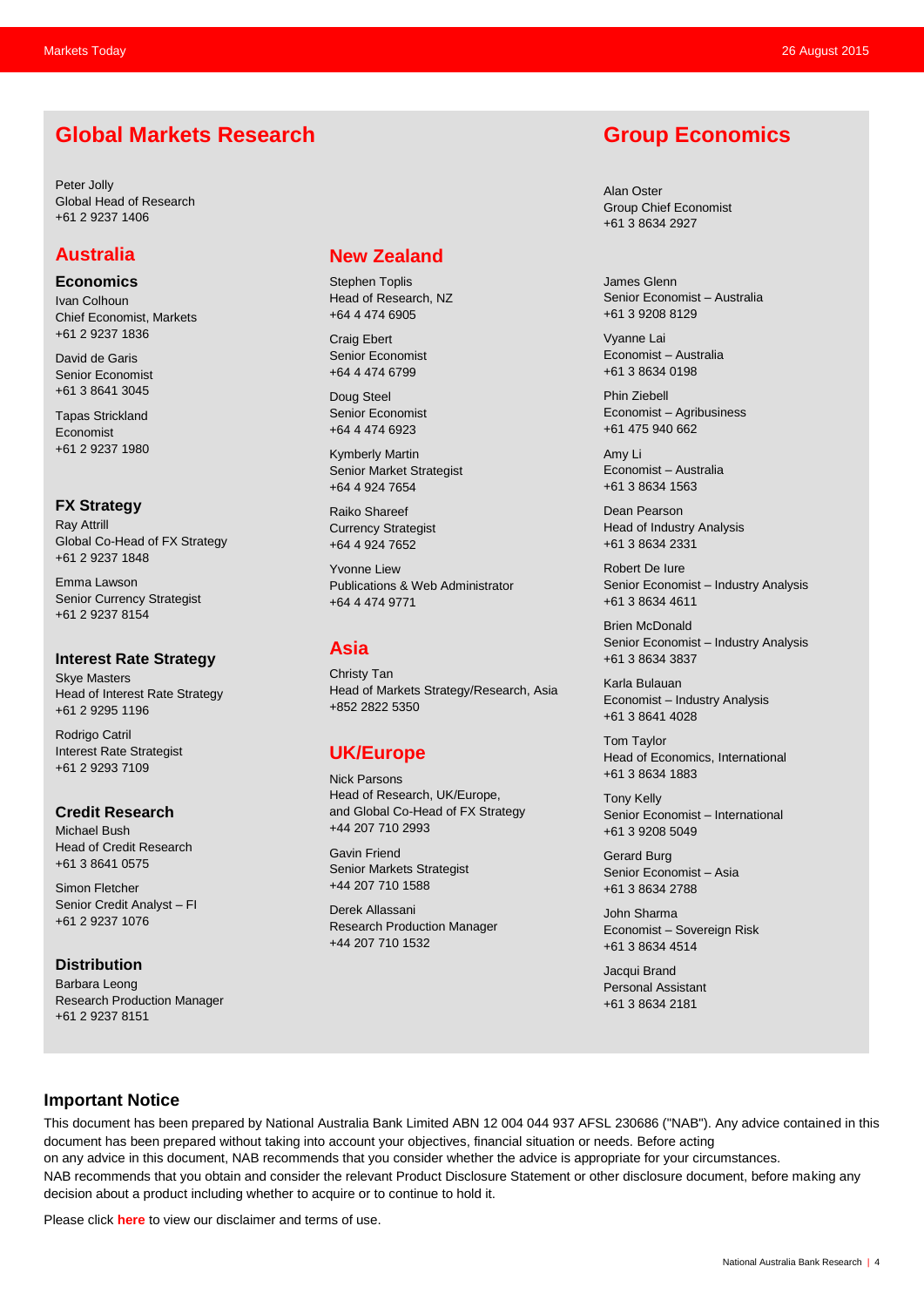## Global Markets Research

Peter Jolly
Global Head of Research
+61 2 9237 1406

### Australia

#### Economics

Ivan Colhoun
Chief Economist, Markets
+61 2 9237 1836

David de Garis
Senior Economist
+61 3 8641 3045

Tapas Strickland
Economist
+61 2 9237 1980

#### FX Strategy

Ray Attrill
Global Co-Head of FX Strategy
+61 2 9237 1848

Emma Lawson
Senior Currency Strategist
+61 2 9237 8154

#### Interest Rate Strategy

Skye Masters
Head of Interest Rate Strategy
+61 2 9295 1196

Rodrigo Catril
Interest Rate Strategist
+61 2 9293 7109

#### Credit Research

Michael Bush
Head of Credit Research
+61 3 8641 0575

Simon Fletcher
Senior Credit Analyst – FI
+61 2 9237 1076

#### Distribution

Barbara Leong
Research Production Manager
+61 2 9237 8151

### New Zealand

Stephen Toplis
Head of Research, NZ
+64 4 474 6905

Craig Ebert
Senior Economist
+64 4 474 6799

Doug Steel
Senior Economist
+64 4 474 6923

Kymberly Martin
Senior Market Strategist
+64 4 924 7654

Raiko Shareef
Currency Strategist
+64 4 924 7652

Yvonne Liew
Publications & Web Administrator
+64 4 474 9771

### Asia

Christy Tan
Head of Markets Strategy/Research, Asia
+852 2822 5350

### UK/Europe

Nick Parsons
Head of Research, UK/Europe,
and Global Co-Head of FX Strategy
+44 207 710 2993

Gavin Friend
Senior Markets Strategist
+44 207 710 1588

Derek Allassani
Research Production Manager
+44 207 710 1532

## Group Economics

Alan Oster
Group Chief Economist
+61 3 8634 2927

James Glenn
Senior Economist – Australia
+61 3 9208 8129

Vyanne Lai
Economist – Australia
+61 3 8634 0198

Phin Ziebell
Economist – Agribusiness
+61 475 940 662

Amy Li
Economist – Australia
+61 3 8634 1563

Dean Pearson
Head of Industry Analysis
+61 3 8634 2331

Robert De Iure
Senior Economist – Industry Analysis
+61 3 8634 4611

Brien McDonald
Senior Economist – Industry Analysis
+61 3 8634 3837

Karla Bulauan
Economist – Industry Analysis
+61 3 8641 4028

Tom Taylor
Head of Economics, International
+61 3 8634 1883

Tony Kelly
Senior Economist – International
+61 3 9208 5049

Gerard Burg
Senior Economist – Asia
+61 3 8634 2788

John Sharma
Economist – Sovereign Risk
+61 3 8634 4514

Jacqui Brand
Personal Assistant
+61 3 8634 2181

## Important Notice

This document has been prepared by National Australia Bank Limited ABN 12 004 044 937 AFSL 230686 ("NAB"). Any advice contained in this document has been prepared without taking into account your objectives, financial situation or needs. Before acting on any advice in this document, NAB recommends that you consider whether the advice is appropriate for your circumstances.
NAB recommends that you obtain and consider the relevant Product Disclosure Statement or other disclosure document, before making any decision about a product including whether to acquire or to continue to hold it.

Please click **here** to view our disclaimer and terms of use.